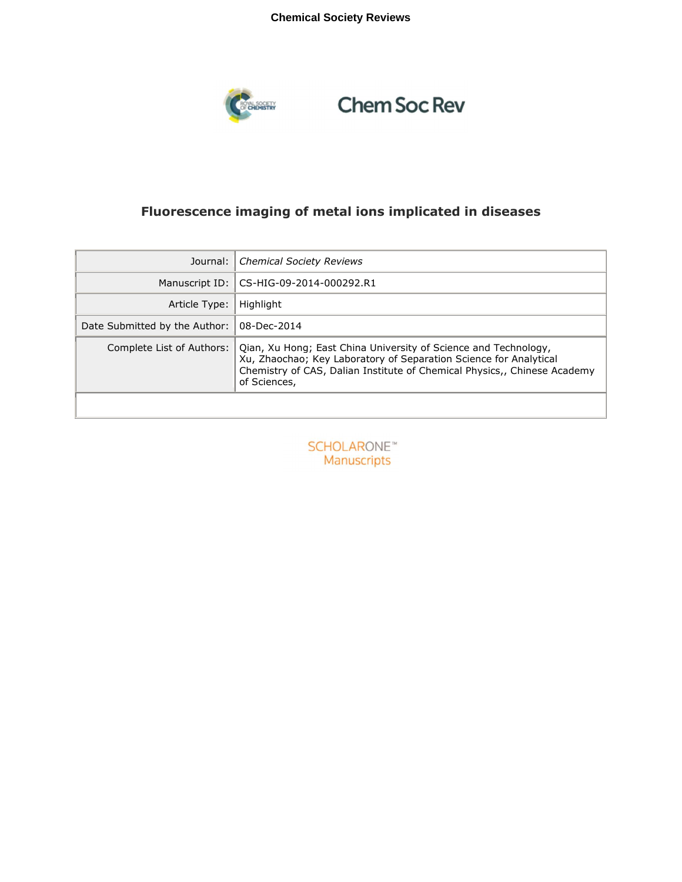# Fluorescence imaging of metal ions implicated in diseases

| Journal: | *Chemical Society Reviews* |
|---|---|
| Manuscript ID: | CS-HIG-09-2014-000292.R1 |
| Article Type: | Highlight |
| Date Submitted by the Author: | 08-Dec-2014 |
| Complete List of Authors: | Qian, Xu Hong; East China University of Science and Technology,<br>Xu, Zhaochao; Key Laboratory of Separation Science for Analytical Chemistry of CAS, Dalian Institute of Chemical Physics,, Chinese Academy of Sciences, |
| | |

SCHOLARONE™ Manuscripts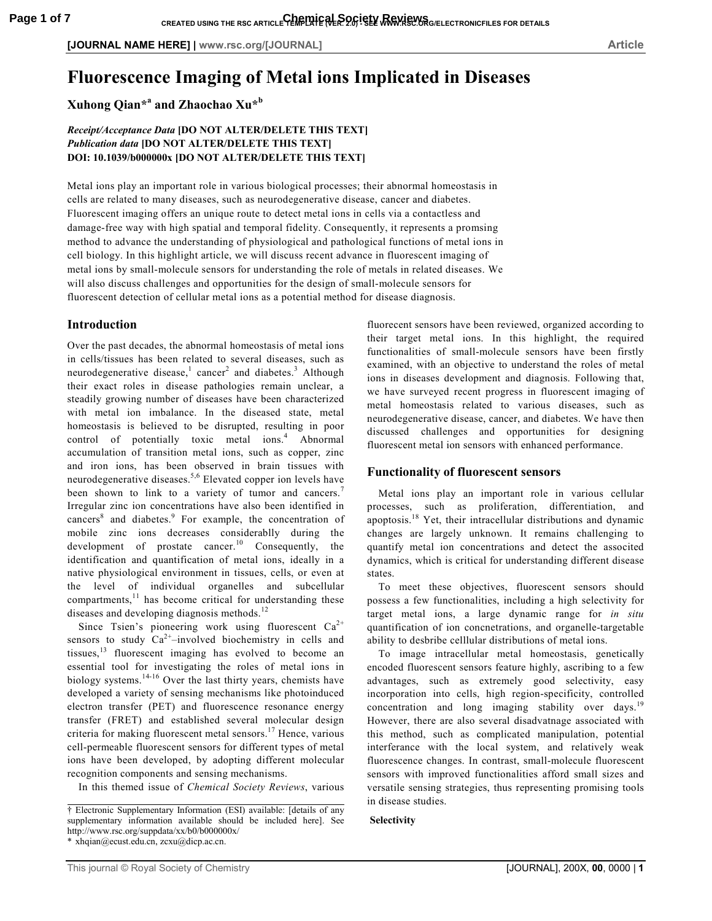# Fluorescence Imaging of Metal ions Implicated in Diseases

**Xuhong Qian*[a] and Zhaochao Xu*[b]**

***Receipt/Acceptance Data* [DO NOT ALTER/DELETE THIS TEXT]**
***Publication data* [DO NOT ALTER/DELETE THIS TEXT]**
**DOI: 10.1039/b000000x [DO NOT ALTER/DELETE THIS TEXT]**

Metal ions play an important role in various biological processes; their abnormal homeostasis in cells are related to many diseases, such as neurodegenerative disease, cancer and diabetes. Fluorescent imaging offers an unique route to detect metal ions in cells via a contactless and damage-free way with high spatial and temporal fidelity. Consequently, it represents a promsing method to advance the understanding of physiological and pathological functions of metal ions in cell biology. In this highlight article, we will discuss recent advance in fluorescent imaging of metal ions by small-molecule sensors for understanding the role of metals in related diseases. We will also discuss challenges and opportunities for the design of small-molecule sensors for fluorescent detection of cellular metal ions as a potential method for disease diagnosis.

## Introduction

Over the past decades, the abnormal homeostasis of metal ions in cells/tissues has been related to several diseases, such as neurodegenerative disease,[1] cancer[2] and diabetes.[3] Although their exact roles in disease pathologies remain unclear, a steadily growing number of diseases have been characterized with metal ion imbalance. In the diseased state, metal homeostasis is believed to be disrupted, resulting in poor control of potentially toxic metal ions.[4] Abnormal accumulation of transition metal ions, such as copper, zinc and iron ions, has been observed in brain tissues with neurodegenerative diseases.[5,6] Elevated copper ion levels have been shown to link to a variety of tumor and cancers.[7] Irregular zinc ion concentrations have also been identified in cancers[8] and diabetes.[9] For example, the concentration of mobile zinc ions decreases considerablly during the development of prostate cancer.[10] Consequently, the identification and quantification of metal ions, ideally in a native physiological environment in tissues, cells, or even at the level of individual organelles and subcellular compartments,[11] has become critical for understanding these diseases and developing diagnosis methods.[12]

Since Tsien's pioneering work using fluorescent $Ca^{2+}$ sensors to study $Ca^{2+}$–involved biochemistry in cells and tissues,[13] fluorescent imaging has evolved to become an essential tool for investigating the roles of metal ions in biology systems.[14-16] Over the last thirty years, chemists have developed a variety of sensing mechanisms like photoinduced electron transfer (PET) and fluorescence resonance energy transfer (FRET) and established several molecular design criteria for making fluorescent metal sensors.[17] Hence, various cell-permeable fluorescent sensors for different types of metal ions have been developed, by adopting different molecular recognition components and sensing mechanisms.

In this themed issue of *Chemical Society Reviews*, various fluorecent sensors have been reviewed, organized according to their target metal ions. In this highlight, the required functionalities of small-molecule sensors have been firstly examined, with an objective to understand the roles of metal ions in diseases development and diagnosis. Following that, we have surveyed recent progress in fluorescent imaging of metal homeostasis related to various diseases, such as neurodegenerative disease, cancer, and diabetes. We have then discussed challenges and opportunities for designing fluorescent metal ion sensors with enhanced performance.

## Functionality of fluorescent sensors

Metal ions play an important role in various cellular processes, such as proliferation, differentiation, and apoptosis.[18] Yet, their intracellular distributions and dynamic changes are largely unknown. It remains challenging to quantify metal ion concentrations and detect the associted dynamics, which is critical for understanding different disease states.

To meet these objectives, fluorescent sensors should possess a few functionalities, including a high selectivity for target metal ions, a large dynamic range for *in situ* quantification of ion concnetrations, and organelle-targetable ability to desbribe celllular distributions of metal ions.

To image intracellular metal homeostasis, genetically encoded fluorescent sensors feature highly, ascribing to a few advantages, such as extremely good selectivity, easy incorporation into cells, high region-specificity, controlled concentration and long imaging stability over days.[19] However, there are also several disadvatnage associated with this method, such as complicated manipulation, potential interferance with the local system, and relatively weak fluorescence changes. In contrast, small-molecule fluorescent sensors with improved functionalities afford small sizes and versatile sensing strategies, thus representing promising tools in disease studies.

**Selectivity**

† Electronic Supplementary Information (ESI) available: [details of any supplementary information available should be included here]. See http://www.rsc.org/suppdata/xx/b0/b000000x/

\* xhqian@ecust.edu.cn, zcxu@dicp.ac.cn.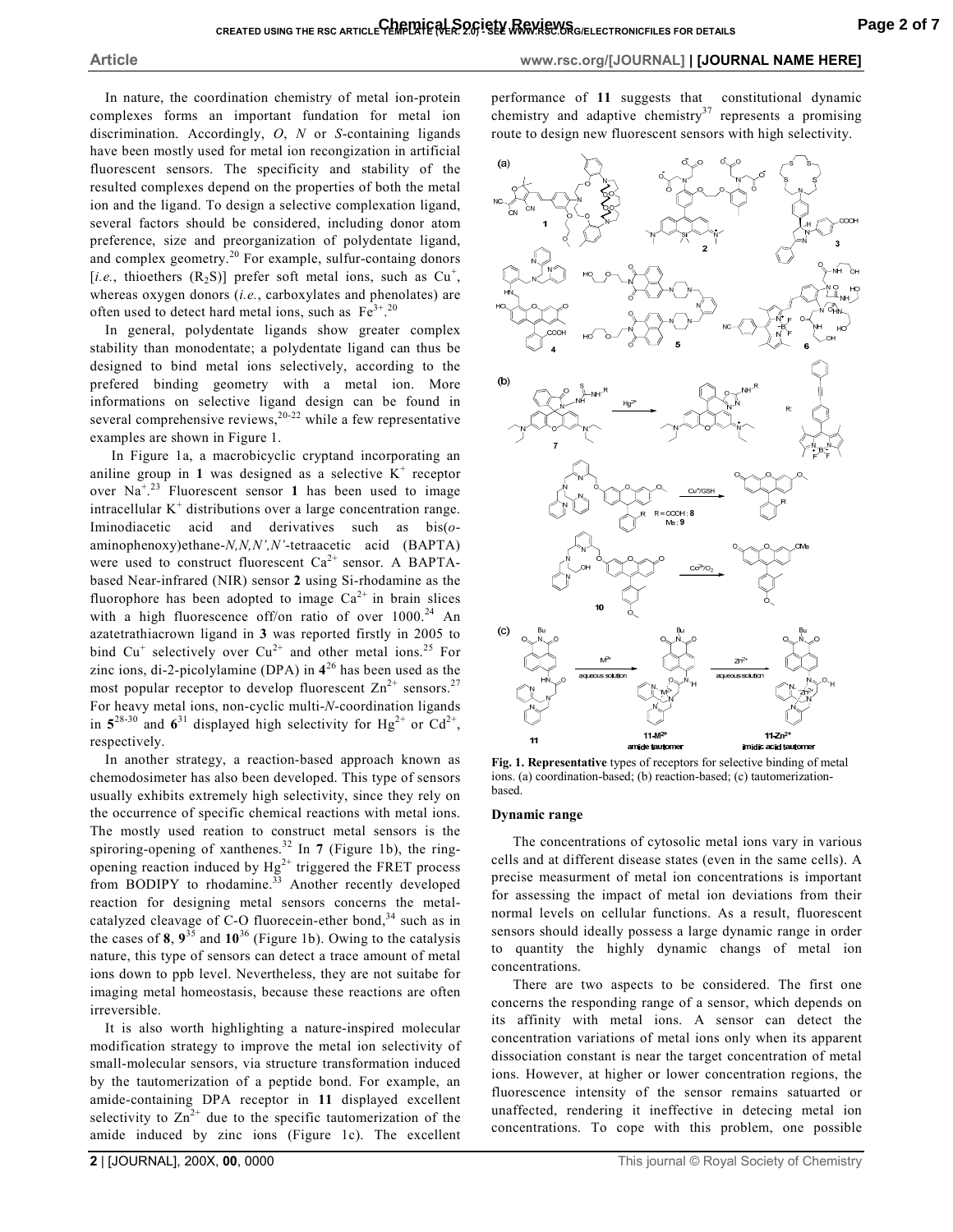In nature, the coordination chemistry of metal ion-protein complexes forms an important fundation for metal ion discrimination. Accordingly, *O*, *N* or *S*-containing ligands have been mostly used for metal ion recongization in artificial fluorescent sensors. The specificity and stability of the resulted complexes depend on the properties of both the metal ion and the ligand. To design a selective complexation ligand, several factors should be considered, including donor atom preference, size and preorganization of polydentate ligand, and complex geometry.[20] For example, sulfur-containg donors [*i.e.*, thioethers ($R_2S$)] prefer soft metal ions, such as $Cu^+$, whereas oxygen donors (*i.e.*, carboxylates and phenolates) are often used to detect hard metal ions, such as $Fe^{3+}$.[20]

In general, polydentate ligands show greater complex stability than monodentate; a polydentate ligand can thus be designed to bind metal ions selectively, according to the prefered binding geometry with a metal ion. More informations on selective ligand design can be found in several comprehensive reviews,[20-22] while a few representative examples are shown in Figure 1.

In Figure 1a, a macrobicyclic cryptand incorporating an aniline group in **1** was designed as a selective $K^+$ receptor over $Na^+$.[23] Fluorescent sensor **1** has been used to image intracellular $K^+$ distributions over a large concentration range. Iminodiacetic acid and derivatives such as bis(*o*-aminophenoxy)ethane-*N,N,N',N'*-tetraacetic acid (BAPTA) were used to construct fluorescent $Ca^{2+}$ sensor. A BAPTA-based Near-infrared (NIR) sensor **2** using Si-rhodamine as the fluorophore has been adopted to image $Ca^{2+}$ in brain slices with a high fluorescence off/on ratio of over 1000.[24] An azatetrathiacrown ligand in **3** was reported firstly in 2005 to bind $Cu^+$ selectively over $Cu^{2+}$ and other metal ions.[25] For zinc ions, di-2-picolylamine (DPA) in **4**[26] has been used as the most popular receptor to develop fluorescent $Zn^{2+}$ sensors.[27] For heavy metal ions, non-cyclic multi-*N*-coordination ligands in **5**[28-30] and **6**[31] displayed high selectivity for $Hg^{2+}$ or $Cd^{2+}$, respectively.

In another strategy, a reaction-based approach known as chemodosimeter has also been developed. This type of sensors usually exhibits extremely high selectivity, since they rely on the occurrence of specific chemical reactions with metal ions. The mostly used reation to construct metal sensors is the spiroring-opening of xanthenes.[32] In **7** (Figure 1b), the ring-opening reaction induced by $Hg^{2+}$ triggered the FRET process from BODIPY to rhodamine.[33] Another recently developed reaction for designing metal sensors concerns the metal-catalyzed cleavage of C-O fluorecein-ether bond,[34] such as in the cases of **8**, **9**[35] and **10**[36] (Figure 1b). Owing to the catalysis nature, this type of sensors can detect a trace amount of metal ions down to ppb level. Nevertheless, they are not suitabe for imaging metal homeostasis, because these reactions are often irreversible.

It is also worth highlighting a nature-inspired molecular modification strategy to improve the metal ion selectivity of small-molecular sensors, via structure transformation induced by the tautomerization of a peptide bond. For example, an amide-containing DPA receptor in **11** displayed excellent selectivity to $Zn^{2+}$ due to the specific tautomerization of the amide induced by zinc ions (Figure 1c). The excellent performance of **11** suggests that constitutional dynamic chemistry and adaptive chemistry[37] represents a promising route to design new fluorescent sensors with high selectivity.

**Fig. 1. Representative** types of receptors for selective binding of metal ions. (a) coordination-based; (b) reaction-based; (c) tautomerization-based.

### Dynamic range

The concentrations of cytosolic metal ions vary in various cells and at different disease states (even in the same cells). A precise measurment of metal ion concentrations is important for assessing the impact of metal ion deviations from their normal levels on cellular functions. As a result, fluorescent sensors should ideally possess a large dynamic range in order to quantity the highly dynamic changs of metal ion concentrations.

There are two aspects to be considered. The first one concerns the responding range of a sensor, which depends on its affinity with metal ions. A sensor can detect the concentration variations of metal ions only when its apparent dissociation constant is near the target concentration of metal ions. However, at higher or lower concentration regions, the fluorescence intensity of the sensor remains satuarted or unaffected, rendering it ineffective in detecing metal ion concentrations. To cope with this problem, one possible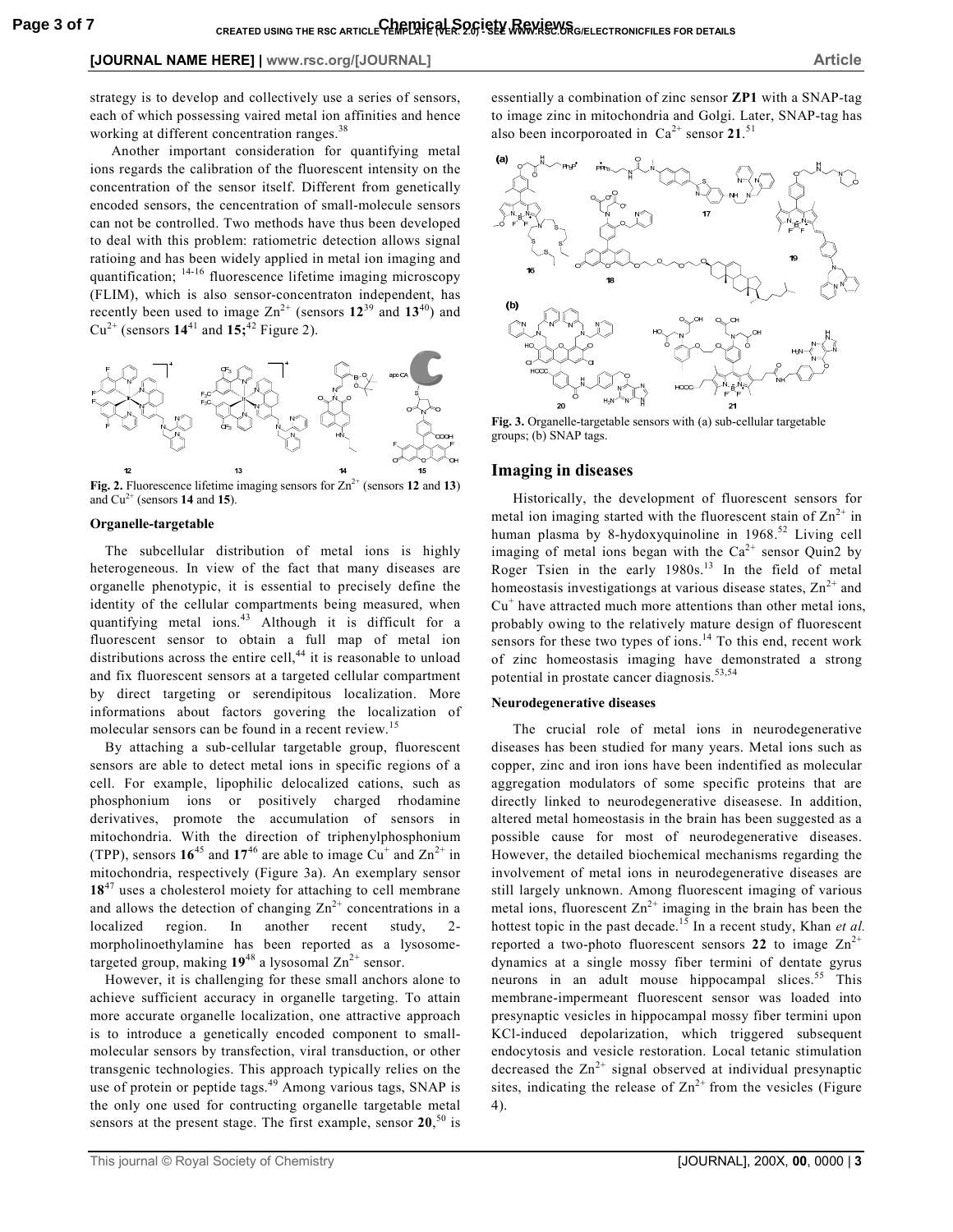strategy is to develop and collectively use a series of sensors, each of which possessing vaired metal ion affinities and hence working at different concentration ranges.[38]

Another important consideration for quantifying metal ions regards the calibration of the fluorescent intensity on the concentration of the sensor itself. Different from genetically encoded sensors, the cencentration of small-molecule sensors can not be controlled. Two methods have thus been developed to deal with this problem: ratiometric detection allows signal ratioing and has been widely applied in metal ion imaging and quantification; [14-16] fluorescence lifetime imaging microscopy (FLIM), which is also sensor-concentraton independent, has recently been used to image $Zn^{2+}$ (sensors **12**[39] and **13**[40]) and $Cu^{2+}$ (sensors **14**[41] and **15**;[42] Figure 2).

**Fig. 2.** Fluorescence lifetime imaging sensors for $Zn^{2+}$ (sensors **12** and **13**) and $Cu^{2+}$ (sensors **14** and **15**).

#### Organelle-targetable

The subcellular distribution of metal ions is highly heterogeneous. In view of the fact that many diseases are organelle phenotypic, it is essential to precisely define the identity of the cellular compartments being measured, when quantifying metal ions.[43] Although it is difficult for a fluorescent sensor to obtain a full map of metal ion distributions across the entire cell,[44] it is reasonable to unload and fix fluorescent sensors at a targeted cellular compartment by direct targeting or serendipitous localization. More informations about factors govering the localization of molecular sensors can be found in a recent review.[15]

By attaching a sub-cellular targetable group, fluorescent sensors are able to detect metal ions in specific regions of a cell. For example, lipophilic delocalized cations, such as phosphonium ions or positively charged rhodamine derivatives, promote the accumulation of sensors in mitochondria. With the direction of triphenylphosphonium (TPP), sensors **16**[45] and **17**[46] are able to image $Cu^{+}$ and $Zn^{2+}$ in mitochondria, respectively (Figure 3a). An exemplary sensor **18**[47] uses a cholesterol moiety for attaching to cell membrane and allows the detection of changing $Zn^{2+}$ concentrations in a localized region. In another recent study, 2-morpholinoethylamine has been reported as a lysosome-targeted group, making **19**[48] a lysosomal $Zn^{2+}$ sensor.

However, it is challenging for these small anchors alone to achieve sufficient accuracy in organelle targeting. To attain more accurate organelle localization, one attractive approach is to introduce a genetically encoded component to small-molecular sensors by transfection, viral transduction, or other transgenic technologies. This approach typically relies on the use of protein or peptide tags.[49] Among various tags, SNAP is the only one used for contructing organelle targetable metal sensors at the present stage. The first example, sensor **20**,[50] is essentially a combination of zinc sensor **ZP1** with a SNAP-tag to image zinc in mitochondria and Golgi. Later, SNAP-tag has also been incorporoated in $Ca^{2+}$ sensor **21**.[51]

**Fig. 3.** Organelle-targetable sensors with (a) sub-cellular targetable groups; (b) SNAP tags.

## Imaging in diseases

Historically, the development of fluorescent sensors for metal ion imaging started with the fluorescent stain of $Zn^{2+}$ in human plasma by 8-hydoxyquinoline in 1968.[52] Living cell imaging of metal ions began with the $Ca^{2+}$ sensor Quin2 by Roger Tsien in the early 1980s.[13] In the field of metal homeostasis investigationgs at various disease states, $Zn^{2+}$ and $Cu^{+}$ have attracted much more attentions than other metal ions, probably owing to the relatively mature design of fluorescent sensors for these two types of ions.[14] To this end, recent work of zinc homeostasis imaging have demonstrated a strong potential in prostate cancer diagnosis.[53,54]

#### Neurodegenerative diseases

The crucial role of metal ions in neurodegenerative diseases has been studied for many years. Metal ions such as copper, zinc and iron ions have been indentified as molecular aggregation modulators of some specific proteins that are directly linked to neurodegenerative diseasese. In addition, altered metal homeostasis in the brain has been suggested as a possible cause for most of neurodegenerative diseases. However, the detailed biochemical mechanisms regarding the involvement of metal ions in neurodegenerative diseases are still largely unknown. Among fluorescent imaging of various metal ions, fluorescent $Zn^{2+}$ imaging in the brain has been the hottest topic in the past decade.[15] In a recent study, Khan *et al.* reported a two-photo fluorescent sensors **22** to image $Zn^{2+}$ dynamics at a single mossy fiber termini of dentate gyrus neurons in an adult mouse hippocampal slices.[55] This membrane-impermeant fluorescent sensor was loaded into presynaptic vesicles in hippocampal mossy fiber termini upon KCl-induced depolarization, which triggered subsequent endocytosis and vesicle restoration. Local tetanic stimulation decreased the $Zn^{2+}$ signal observed at individual presynaptic sites, indicating the release of $Zn^{2+}$ from the vesicles (Figure 4).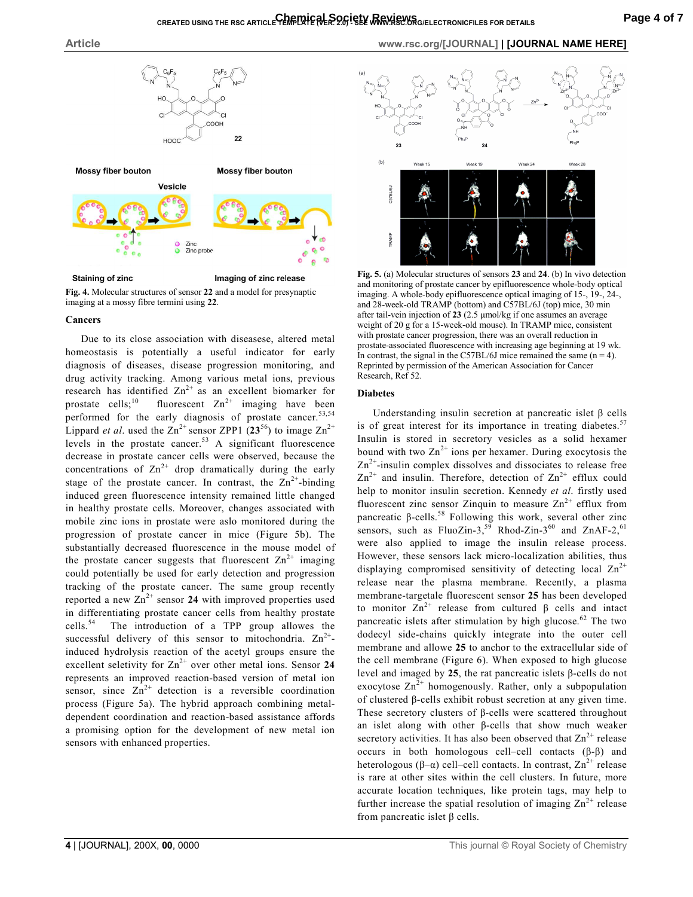Fig. 4. Molecular structures of sensor **22** and a model for presynaptic imaging at a mossy fibre termini using **22**.

### Cancers

Due to its close association with diseasese, altered metal homeostasis is potentially a useful indicator for early diagnosis of diseases, disease progression monitoring, and drug activity tracking. Among various metal ions, previous research has identified $Zn^{2+}$ as an excellent biomarker for prostate cancer cells;[10] fluorescent $Zn^{2+}$ imaging have been performed for the early diagnosis of prostate cancer.[53,54] Lippard *et al*. used the $Zn^{2+}$ sensor ZPP1 (**23**[56]) to image $Zn^{2+}$ levels in the prostate cancer.[53] A significant fluorescence decrease in prostate cancer cells were observed, because the concentrations of $Zn^{2+}$ drop dramatically during the early stage of the prostate cancer. In contrast, the $Zn^{2+}$-binding induced green fluorescence intensity remained little changed in healthy prostate cells. Moreover, changes associated with mobile zinc ions in prostate were aslo monitored during the progression of prostate cancer in mice (Figure 5b). The substantially decreased fluorescence in the mouse model of the prostate cancer suggests that fluorescent $Zn^{2+}$ imaging could potentially be used for early detection and progression tracking of the prostate cancer. The same group recently reported a new $Zn^{2+}$ sensor **24** with improved properties used in differentiating prostate cancer cells from healthy prostate cells.[54] The introduction of a TPP group allowes the successful delivery of this sensor to mitochondria. $Zn^{2+}$-induced hydrolysis reaction of the acetyl groups ensure the excellent seletivity for $Zn^{2+}$ over other metal ions. Sensor **24** represents an improved reaction-based version of metal ion sensor, since $Zn^{2+}$ detection is a reversible coordination process (Figure 5a). The hybrid approach combining metal-dependent coordination and reaction-based assistance affords a promising option for the development of new metal ion sensors with enhanced properties.

Fig. 5. (a) Molecular structures of sensors **23** and **24**. (b) In vivo detection and monitoring of prostate cancer by epifluorescence whole-body optical imaging. A whole-body epifluorescence optical imaging of 15-, 19-, 24-, and 28-week-old TRAMP (bottom) and C57BL/6J (top) mice, 30 min after tail-vein injection of **23** (2.5 μmol/kg if one assumes an average weight of 20 g for a 15-week-old mouse). In TRAMP mice, consistent with prostate cancer progression, there was an overall reduction in prostate-associated fluorescence with increasing age beginning at 19 wk. In contrast, the signal in the C57BL/6J mice remained the same (n = 4). Reprinted by permission of the American Association for Cancer Research, Ref 52.

### Diabetes

Understanding insulin secretion at pancreatic islet β cells is of great interest for its importance in treating diabetes.[57] Insulin is stored in secretory vesicles as a solid hexamer bound with two $Zn^{2+}$ ions per hexamer. During exocytosis the $Zn^{2+}$-insulin complex dissolves and dissociates to release free $Zn^{2+}$ and insulin. Therefore, detection of $Zn^{2+}$ efflux could help to monitor insulin secretion. Kennedy *et al.* firstly used fluorescent zinc sensor Zinquin to measure $Zn^{2+}$ efflux from pancreatic β-cells.[58] Following this work, several other zinc sensors, such as FluoZin-3,[59] Rhod-Zin-3[60] and ZnAF-2,[61] were also applied to image the insulin release process. However, these sensors lack micro-localization abilities, thus displaying compromised sensitivity of detecting local $Zn^{2+}$ release near the plasma membrane. Recently, a plasma membrane-targetale fluorescent sensor **25** has been developed to monitor $Zn^{2+}$ release from cultured β cells and intact pancreatic islets after stimulation by high glucose.[62] The two dodecyl side-chains quickly integrate into the outer cell membrane and allowe **25** to anchor to the extracellular side of the cell membrane (Figure 6). When exposed to high glucose level and imaged by **25**, the rat pancreatic islets β-cells do not exocytose $Zn^{2+}$ homogenously. Rather, only a subpopulation of clustered β-cells exhibit robust secretion at any given time. These secretory clusters of β-cells were scattered throughout an islet along with other β-cells that show much weaker secretory activities. It has also been observed that $Zn^{2+}$ release occurs in both homologous cell–cell contacts (β-β) and heterologous (β–α) cell–cell contacts. In contrast, $Zn^{2+}$ release is rare at other sites within the cell clusters. In future, more accurate location techniques, like protein tags, may help to further increase the spatial resolution of imaging $Zn^{2+}$ release from pancreatic islet β cells.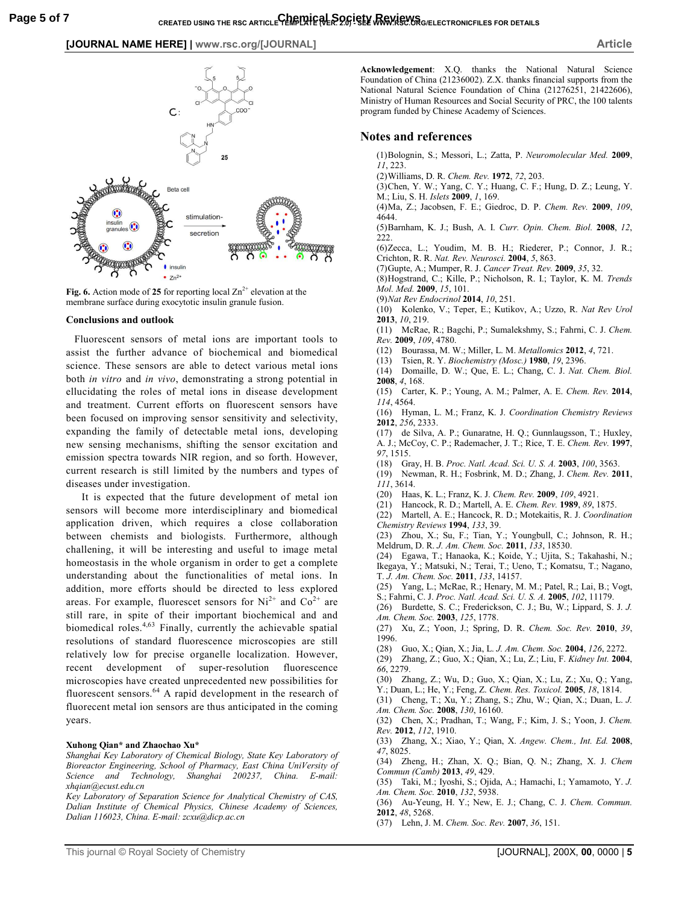**Fig. 6.** Action mode of **25** for reporting local $Zn^{2+}$ elevation at the membrane surface during exocytotic insulin granule fusion.

### Conclusions and outlook

Fluorescent sensors of metal ions are important tools to assist the further advance of biochemical and biomedical science. These sensors are able to detect various metal ions both *in vitro* and *in vivo*, demonstrating a strong potential in ellucidating the roles of metal ions in disease development and treatment. Current efforts on fluorescent sensors have been focused on improving sensor sensitivity and selectivity, expanding the family of detectable metal ions, developing new sensing mechanisms, shifting the sensor excitation and emission spectra towards NIR region, and so forth. However, current research is still limited by the numbers and types of diseases under investigation.

It is expected that the future development of metal ion sensors will become more interdisciplinary and biomedical application driven, which requires a close collaboration between chemists and biologists. Furthermore, although challening, it will be interesting and useful to image metal homeostasis in the whole organism in order to get a complete understanding about the functionalities of metal ions. In addition, more efforts should be directed to less explored areas. For example, fluorescet sensors for $Ni^{2+}$ and $Co^{2+}$ are still rare, in spite of their important biochemical and and biomedical roles.[4,63] Finally, currently the achievable spatial resolutions of standard fluorescence microscopies are still relatively low for precise organelle localization. However, recent development of super-resolution fluorescence microscopies have created unprecedented new possibilities for fluorescent sensors.[64] A rapid development in the research of fluorecent metal ion sensors are thus anticipated in the coming years.

**Xuhong Qian\* and Zhaochao Xu\***

*Shanghai Key Laboratory of Chemical Biology, State Key Laboratory of Bioreactor Engineering, School of Pharmacy, East China UniVersity of Science and Technology, Shanghai 200237, China. E-mail: xhqian@ecust.edu.cn*

*Key Laboratory of Separation Science for Analytical Chemistry of CAS, Dalian Institute of Chemical Physics, Chinese Academy of Sciences, Dalian 116023, China. E-mail: zcxu@dicp.ac.cn*

**Acknowledgement**: X.Q. thanks the National Natural Science Foundation of China (21236002). Z.X. thanks financial supports from the National Natural Science Foundation of China (21276251, 21422606), Ministry of Human Resources and Social Security of PRC, the 100 talents program funded by Chinese Academy of Sciences.

## Notes and references

(1) Bolognin, S.; Messori, L.; Zatta, P. *Neuromolecular Med.* **2009**, *11*, 223.
(2) Williams, D. R. *Chem. Rev.* **1972**, *72*, 203.
(3) Chen, Y. W.; Yang, C. Y.; Huang, C. F.; Hung, D. Z.; Leung, Y. M.; Liu, S. H. *Islets* **2009**, *1*, 169.
(4) Ma, Z.; Jacobsen, F. E.; Giedroc, D. P. *Chem. Rev.* **2009**, *109*, 4644.
(5) Barnham, K. J.; Bush, A. I. *Curr. Opin. Chem. Biol.* **2008**, *12*, 222.
(6) Zecca, L.; Youdim, M. B. H.; Riederer, P.; Connor, J. R.; Crichton, R. R. *Nat. Rev. Neurosci.* **2004**, *5*, 863.
(7) Gupte, A.; Mumper, R. J. *Cancer Treat. Rev.* **2009**, *35*, 32.
(8) Hogstrand, C.; Kille, P.; Nicholson, R. I.; Taylor, K. M. *Trends Mol. Med.* **2009**, *15*, 101.
(9) *Nat Rev Endocrinol* **2014**, *10*, 251.
(10) Kolenko, V.; Teper, E.; Kutikov, A.; Uzzo, R. *Nat Rev Urol* **2013**, *10*, 219.
(11) McRae, R.; Bagchi, P.; Sumalekshmy, S.; Fahrni, C. J. *Chem. Rev.* **2009**, *109*, 4780.
(12) Bourassa, M. W.; Miller, L. M. *Metallomics* **2012**, *4*, 721.
(13) Tsien, R. Y. *Biochemistry (Mosc.)* **1980**, *19*, 2396.
(14) Domaille, D. W.; Que, E. L.; Chang, C. J. *Nat. Chem. Biol.* **2008**, *4*, 168.
(15) Carter, K. P.; Young, A. M.; Palmer, A. E. *Chem. Rev.* **2014**, *114*, 4564.
(16) Hyman, L. M.; Franz, K. J. *Coordination Chemistry Reviews* **2012**, *256*, 2333.
(17) de Silva, A. P.; Gunaratne, H. Q.; Gunnlaugsson, T.; Huxley, A. J.; McCoy, C. P.; Rademacher, J. T.; Rice, T. E. *Chem. Rev.* **1997**, *97*, 1515.
(18) Gray, H. B. *Proc. Natl. Acad. Sci. U. S. A.* **2003**, *100*, 3563.
(19) Newman, R. H.; Fosbrink, M. D.; Zhang, J. *Chem. Rev.* **2011**, *111*, 3614.
(20) Haas, K. L.; Franz, K. J. *Chem. Rev.* **2009**, *109*, 4921.
(21) Hancock, R. D.; Martell, A. E. *Chem. Rev.* **1989**, *89*, 1875.
(22) Martell, A. E.; Hancock, R. D.; Motekaitis, R. J. *Coordination Chemistry Reviews* **1994**, *133*, 39.
(23) Zhou, X.; Su, F.; Tian, Y.; Youngbull, C.; Johnson, R. H.; Meldrum, D. R. *J. Am. Chem. Soc.* **2011**, *133*, 18530.
(24) Egawa, T.; Hanaoka, K.; Koide, Y.; Ujita, S.; Takahashi, N.; Ikegaya, Y.; Matsuki, N.; Terai, T.; Ueno, T.; Komatsu, T.; Nagano, T. *J. Am. Chem. Soc.* **2011**, *133*, 14157.
(25) Yang, L.; McRae, R.; Henary, M. M.; Patel, R.; Lai, B.; Vogt, S.; Fahrni, C. J. *Proc. Natl. Acad. Sci. U. S. A.* **2005**, *102*, 11179.
(26) Burdette, S. C.; Frederickson, C. J.; Bu, W.; Lippard, S. J. *J. Am. Chem. Soc.* **2003**, *125*, 1778.
(27) Xu, Z.; Yoon, J.; Spring, D. R. *Chem. Soc. Rev.* **2010**, *39*, 1996.
(28) Guo, X.; Qian, X.; Jia, L. *J. Am. Chem. Soc.* **2004**, *126*, 2272.
(29) Zhang, Z.; Guo, X.; Qian, X.; Lu, Z.; Liu, F. *Kidney Int.* **2004**, *66*, 2279.
(30) Zhang, Z.; Wu, D.; Guo, X.; Qian, X.; Lu, Z.; Xu, Q.; Yang, Y.; Duan, L.; He, Y.; Feng, Z. *Chem. Res. Toxicol.* **2005**, *18*, 1814.
(31) Cheng, T.; Xu, Y.; Zhang, S.; Zhu, W.; Qian, X.; Duan, L. *J. Am. Chem. Soc.* **2008**, *130*, 16160.
(32) Chen, X.; Pradhan, T.; Wang, F.; Kim, J. S.; Yoon, J. *Chem. Rev.* **2012**, *112*, 1910.
(33) Zhang, X.; Xiao, Y.; Qian, X. *Angew. Chem., Int. Ed.* **2008**, *47*, 8025.
(34) Zheng, H.; Zhan, X. Q.; Bian, Q. N.; Zhang, X. J. *Chem Commun (Camb)* **2013**, *49*, 429.
(35) Taki, M.; Iyoshi, S.; Ojida, A.; Hamachi, I.; Yamamoto, Y. *J. Am. Chem. Soc.* **2010**, *132*, 5938.
(36) Au-Yeung, H. Y.; New, E. J.; Chang, C. J. *Chem. Commun.* **2012**, *48*, 5268.
(37) Lehn, J. M. *Chem. Soc. Rev.* **2007**, *36*, 151.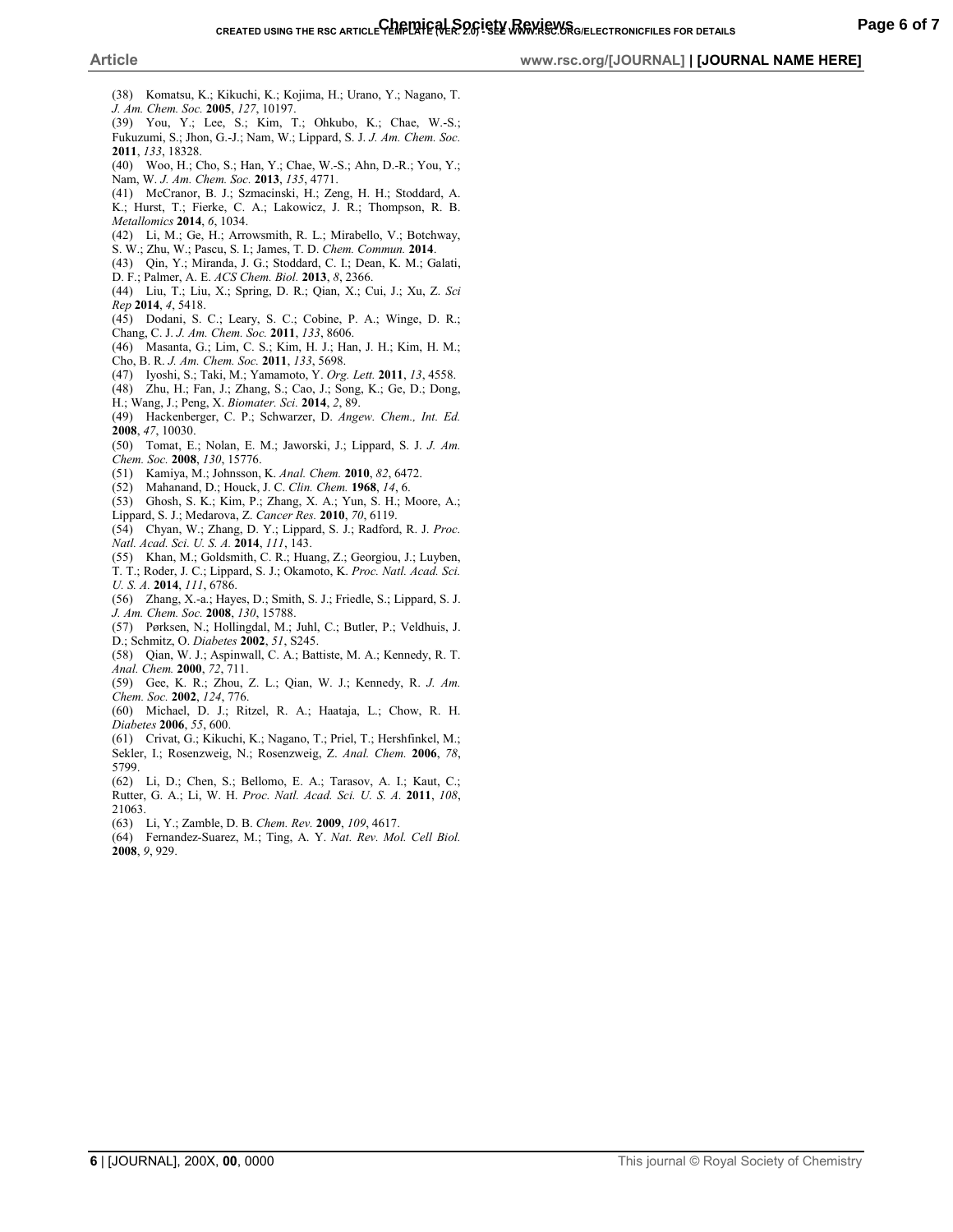(38) Komatsu, K.; Kikuchi, K.; Kojima, H.; Urano, Y.; Nagano, T. *J. Am. Chem. Soc.* **2005**, *127*, 10197.
(39) You, Y.; Lee, S.; Kim, T.; Ohkubo, K.; Chae, W.-S.; Fukuzumi, S.; Jhon, G.-J.; Nam, W.; Lippard, S. J. *J. Am. Chem. Soc.* **2011**, *133*, 18328.
(40) Woo, H.; Cho, S.; Han, Y.; Chae, W.-S.; Ahn, D.-R.; You, Y.; Nam, W. *J. Am. Chem. Soc.* **2013**, *135*, 4771.
(41) McCranor, B. J.; Szmacinski, H.; Zeng, H. H.; Stoddard, A. K.; Hurst, T.; Fierke, C. A.; Lakowicz, J. R.; Thompson, R. B. *Metallomics* **2014**, *6*, 1034.
(42) Li, M.; Ge, H.; Arrowsmith, R. L.; Mirabello, V.; Botchway, S. W.; Zhu, W.; Pascu, S. I.; James, T. D. *Chem. Commun.* **2014**.
(43) Qin, Y.; Miranda, J. G.; Stoddard, C. I.; Dean, K. M.; Galati, D. F.; Palmer, A. E. *ACS Chem. Biol.* **2013**, *8*, 2366.
(44) Liu, T.; Liu, X.; Spring, D. R.; Qian, X.; Cui, J.; Xu, Z. *Sci Rep* **2014**, *4*, 5418.
(45) Dodani, S. C.; Leary, S. C.; Cobine, P. A.; Winge, D. R.; Chang, C. J. *J. Am. Chem. Soc.* **2011**, *133*, 8606.
(46) Masanta, G.; Lim, C. S.; Kim, H. J.; Han, J. H.; Kim, H. M.; Cho, B. R. *J. Am. Chem. Soc.* **2011**, *133*, 5698.
(47) Iyoshi, S.; Taki, M.; Yamamoto, Y. *Org. Lett.* **2011**, *13*, 4558.
(48) Zhu, H.; Fan, J.; Zhang, S.; Cao, J.; Song, K.; Ge, D.; Dong, H.; Wang, J.; Peng, X. *Biomater. Sci.* **2014**, *2*, 89.
(49) Hackenberger, C. P.; Schwarzer, D. *Angew. Chem., Int. Ed.* **2008**, *47*, 10030.
(50) Tomat, E.; Nolan, E. M.; Jaworski, J.; Lippard, S. J. *J. Am. Chem. Soc.* **2008**, *130*, 15776.
(51) Kamiya, M.; Johnsson, K. *Anal. Chem.* **2010**, *82*, 6472.
(52) Mahanand, D.; Houck, J. C. *Clin. Chem.* **1968**, *14*, 6.
(53) Ghosh, S. K.; Kim, P.; Zhang, X. A.; Yun, S. H.; Moore, A.; Lippard, S. J.; Medarova, Z. *Cancer Res.* **2010**, *70*, 6119.
(54) Chyan, W.; Zhang, D. Y.; Lippard, S. J.; Radford, R. J. *Proc. Natl. Acad. Sci. U. S. A.* **2014**, *111*, 143.
(55) Khan, M.; Goldsmith, C. R.; Huang, Z.; Georgiou, J.; Luyben, T. T.; Roder, J. C.; Lippard, S. J.; Okamoto, K. *Proc. Natl. Acad. Sci. U. S. A.* **2014**, *111*, 6786.
(56) Zhang, X.-a.; Hayes, D.; Smith, S. J.; Friedle, S.; Lippard, S. J. *J. Am. Chem. Soc.* **2008**, *130*, 15788.
(57) Pørksen, N.; Hollingdal, M.; Juhl, C.; Butler, P.; Veldhuis, J. D.; Schmitz, O. *Diabetes* **2002**, *51*, S245.
(58) Qian, W. J.; Aspinwall, C. A.; Battiste, M. A.; Kennedy, R. T. *Anal. Chem.* **2000**, *72*, 711.
(59) Gee, K. R.; Zhou, Z. L.; Qian, W. J.; Kennedy, R. *J. Am. Chem. Soc.* **2002**, *124*, 776.
(60) Michael, D. J.; Ritzel, R. A.; Haataja, L.; Chow, R. H. *Diabetes* **2006**, *55*, 600.
(61) Crivat, G.; Kikuchi, K.; Nagano, T.; Priel, T.; Hershfinkel, M.; Sekler, I.; Rosenzweig, N.; Rosenzweig, Z. *Anal. Chem.* **2006**, *78*, 5799.
(62) Li, D.; Chen, S.; Bellomo, E. A.; Tarasov, A. I.; Kaut, C.; Rutter, G. A.; Li, W. H. *Proc. Natl. Acad. Sci. U. S. A.* **2011**, *108*, 21063.
(63) Li, Y.; Zamble, D. B. *Chem. Rev.* **2009**, *109*, 4617.
(64) Fernandez-Suarez, M.; Ting, A. Y. *Nat. Rev. Mol. Cell Biol.* **2008**, *9*, 929.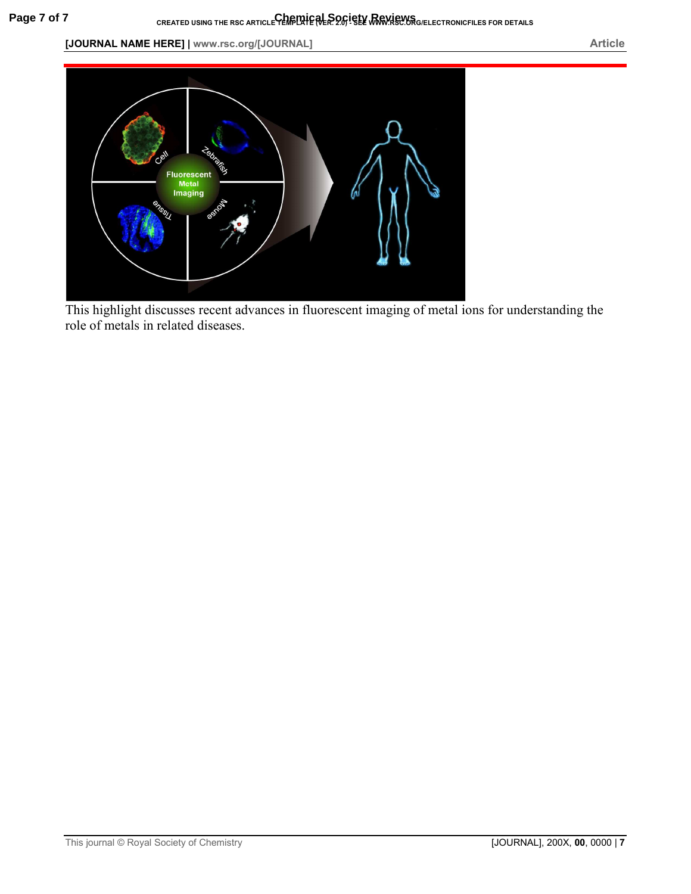Fluorescent
Metal
Imaging

Cell

Zebrafish

Tissue

Mouse

This highlight discusses recent advances in fluorescent imaging of metal ions for understanding the role of metals in related diseases.